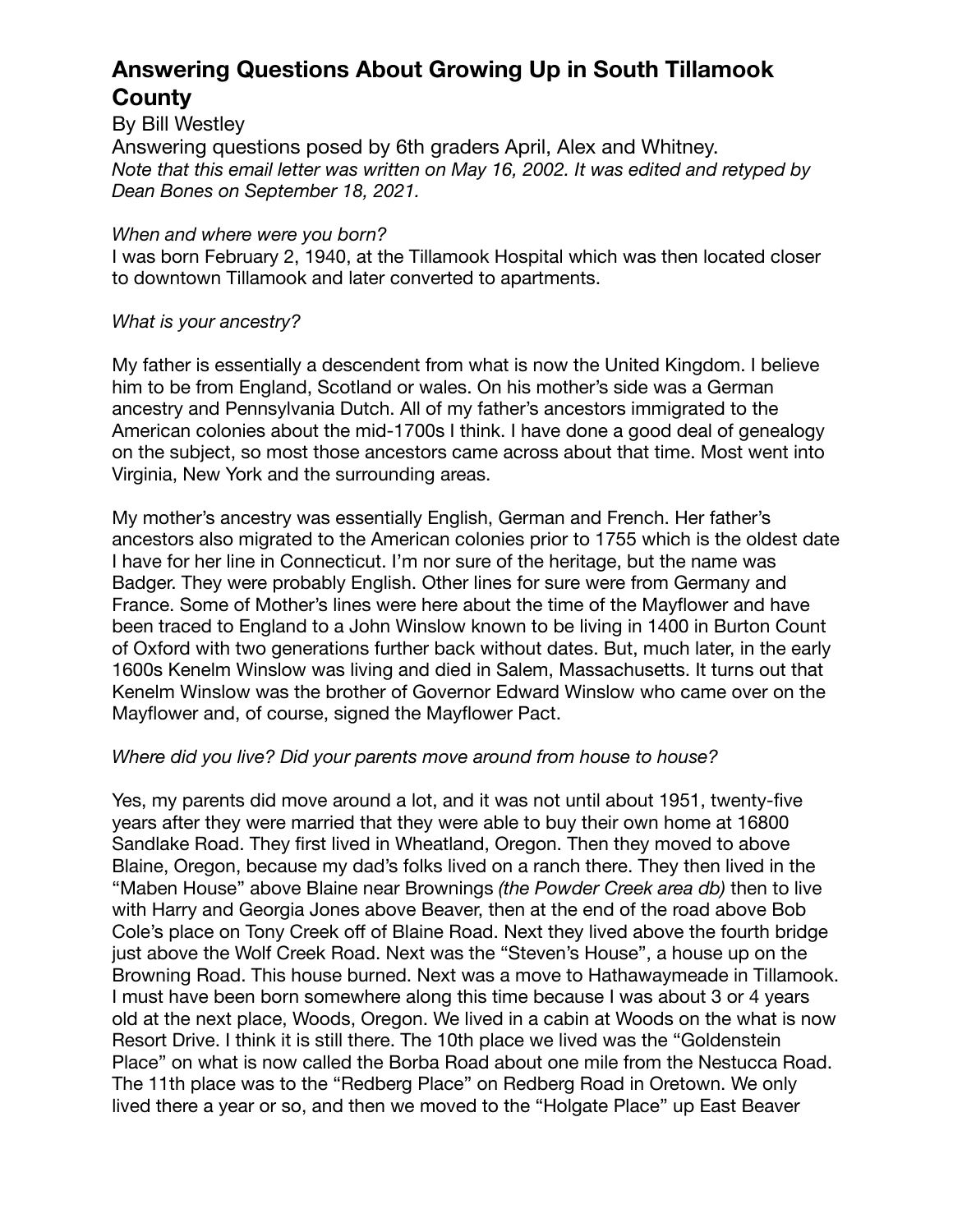# Answering Questions About Growing Up in South Tillamook County

By Bill Westley

Answering questions posed by 6th graders April, Alex and Whitney.

*Note that this email letter was written on May 16, 2002. It was edited and retyped by Dean Bones on September 18, 2021.*

*When and where were you born?*

I was born February 2, 1940, at the Tillamook Hospital which was then located closer to downtown Tillamook and later converted to apartments.

*What is your ancestry?*

My father is essentially a descendent from what is now the United Kingdom. I believe him to be from England, Scotland or wales. On his mother's side was a German ancestry and Pennsylvania Dutch. All of my father's ancestors immigrated to the American colonies about the mid-1700s I think. I have done a good deal of genealogy on the subject, so most those ancestors came across about that time. Most went into Virginia, New York and the surrounding areas.

My mother's ancestry was essentially English, German and French. Her father's ancestors also migrated to the American colonies prior to 1755 which is the oldest date I have for her line in Connecticut. I'm nor sure of the heritage, but the name was Badger. They were probably English. Other lines for sure were from Germany and France. Some of Mother's lines were here about the time of the Mayflower and have been traced to England to a John Winslow known to be living in 1400 in Burton Count of Oxford with two generations further back without dates. But, much later, in the early 1600s Kenelm Winslow was living and died in Salem, Massachusetts. It turns out that Kenelm Winslow was the brother of Governor Edward Winslow who came over on the Mayflower and, of course, signed the Mayflower Pact.

*Where did you live? Did your parents move around from house to house?*

Yes, my parents did move around a lot, and it was not until about 1951, twenty-five years after they were married that they were able to buy their own home at 16800 Sandlake Road. They first lived in Wheatland, Oregon. Then they moved to above Blaine, Oregon, because my dad's folks lived on a ranch there. They then lived in the "Maben House" above Blaine near Brownings *(the Powder Creek area db)* then to live with Harry and Georgia Jones above Beaver, then at the end of the road above Bob Cole's place on Tony Creek off of Blaine Road. Next they lived above the fourth bridge just above the Wolf Creek Road. Next was the "Steven's House", a house up on the Browning Road. This house burned. Next was a move to Hathawaymeade in Tillamook. I must have been born somewhere along this time because I was about 3 or 4 years old at the next place, Woods, Oregon. We lived in a cabin at Woods on the what is now Resort Drive. I think it is still there. The 10th place we lived was the "Goldenstein Place" on what is now called the Borba Road about one mile from the Nestucca Road. The 11th place was to the "Redberg Place" on Redberg Road in Oretown. We only lived there a year or so, and then we moved to the "Holgate Place" up East Beaver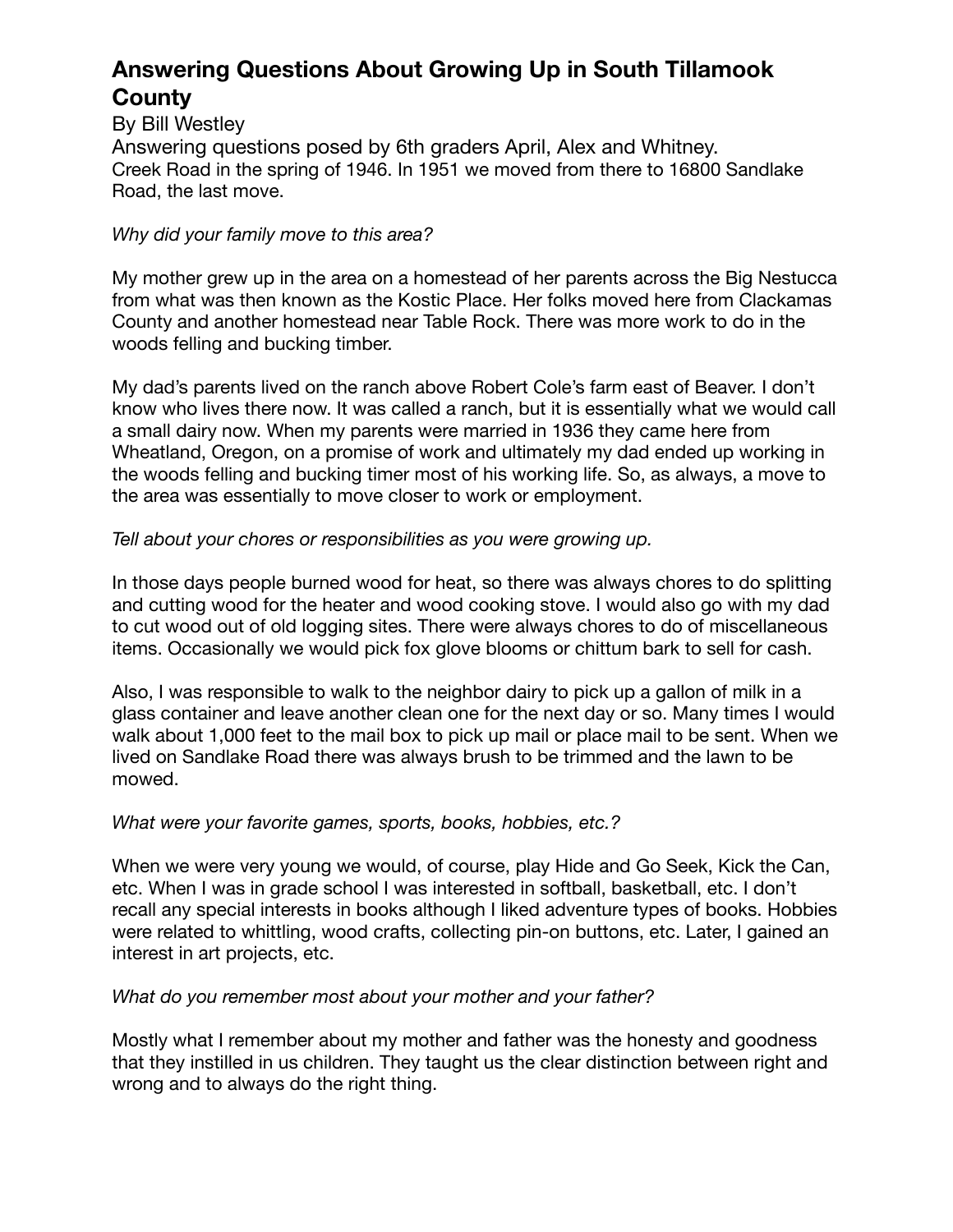# Answering Questions About Growing Up in South Tillamook County

By Bill Westley

Answering questions posed by 6th graders April, Alex and Whitney.

Creek Road in the spring of 1946. In 1951 we moved from there to 16800 Sandlake Road, the last move.

*Why did your family move to this area?*

My mother grew up in the area on a homestead of her parents across the Big Nestucca from what was then known as the Kostic Place. Her folks moved here from Clackamas County and another homestead near Table Rock. There was more work to do in the woods felling and bucking timber.

My dad's parents lived on the ranch above Robert Cole's farm east of Beaver. I don't know who lives there now. It was called a ranch, but it is essentially what we would call a small dairy now. When my parents were married in 1936 they came here from Wheatland, Oregon, on a promise of work and ultimately my dad ended up working in the woods felling and bucking timer most of his working life. So, as always, a move to the area was essentially to move closer to work or employment.

*Tell about your chores or responsibilities as you were growing up.*

In those days people burned wood for heat, so there was always chores to do splitting and cutting wood for the heater and wood cooking stove. I would also go with my dad to cut wood out of old logging sites. There were always chores to do of miscellaneous items. Occasionally we would pick fox glove blooms or chittum bark to sell for cash.

Also, I was responsible to walk to the neighbor dairy to pick up a gallon of milk in a glass container and leave another clean one for the next day or so. Many times I would walk about 1,000 feet to the mail box to pick up mail or place mail to be sent. When we lived on Sandlake Road there was always brush to be trimmed and the lawn to be mowed.

*What were your favorite games, sports, books, hobbies, etc.?*

When we were very young we would, of course, play Hide and Go Seek, Kick the Can, etc. When I was in grade school I was interested in softball, basketball, etc. I don't recall any special interests in books although I liked adventure types of books. Hobbies were related to whittling, wood crafts, collecting pin-on buttons, etc. Later, I gained an interest in art projects, etc.

*What do you remember most about your mother and your father?*

Mostly what I remember about my mother and father was the honesty and goodness that they instilled in us children. They taught us the clear distinction between right and wrong and to always do the right thing.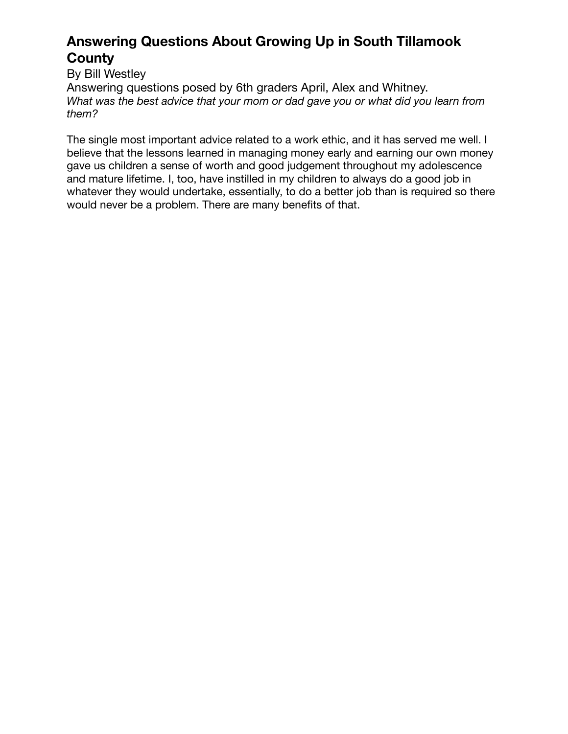# Answering Questions About Growing Up in South Tillamook County

By Bill Westley

Answering questions posed by 6th graders April, Alex and Whitney.

*What was the best advice that your mom or dad gave you or what did you learn from them?*

The single most important advice related to a work ethic, and it has served me well. I believe that the lessons learned in managing money early and earning our own money gave us children a sense of worth and good judgement throughout my adolescence and mature lifetime. I, too, have instilled in my children to always do a good job in whatever they would undertake, essentially, to do a better job than is required so there would never be a problem. There are many benefits of that.